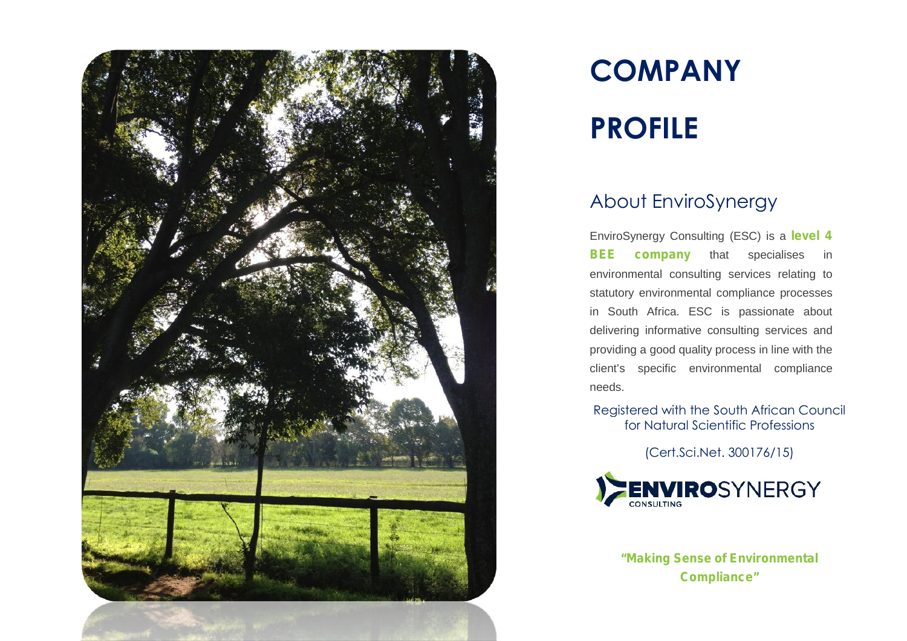# COMPANY PROFILE

## About EnviroSynergy

EnviroSynergy Consulting (ESC) is a **level 4 BEE company** that specialises in environmental consulting services relating to statutory environmental compliance processes in South Africa. ESC is passionate about delivering informative consulting services and providing a good quality process in line with the client's specific environmental compliance needs.

Registered with the South African Council for Natural Scientific Professions

(Cert.Sci.Net. 300176/15)

ENVIROSYNERGY CONSULTING

**"Making Sense of Environmental Compliance"**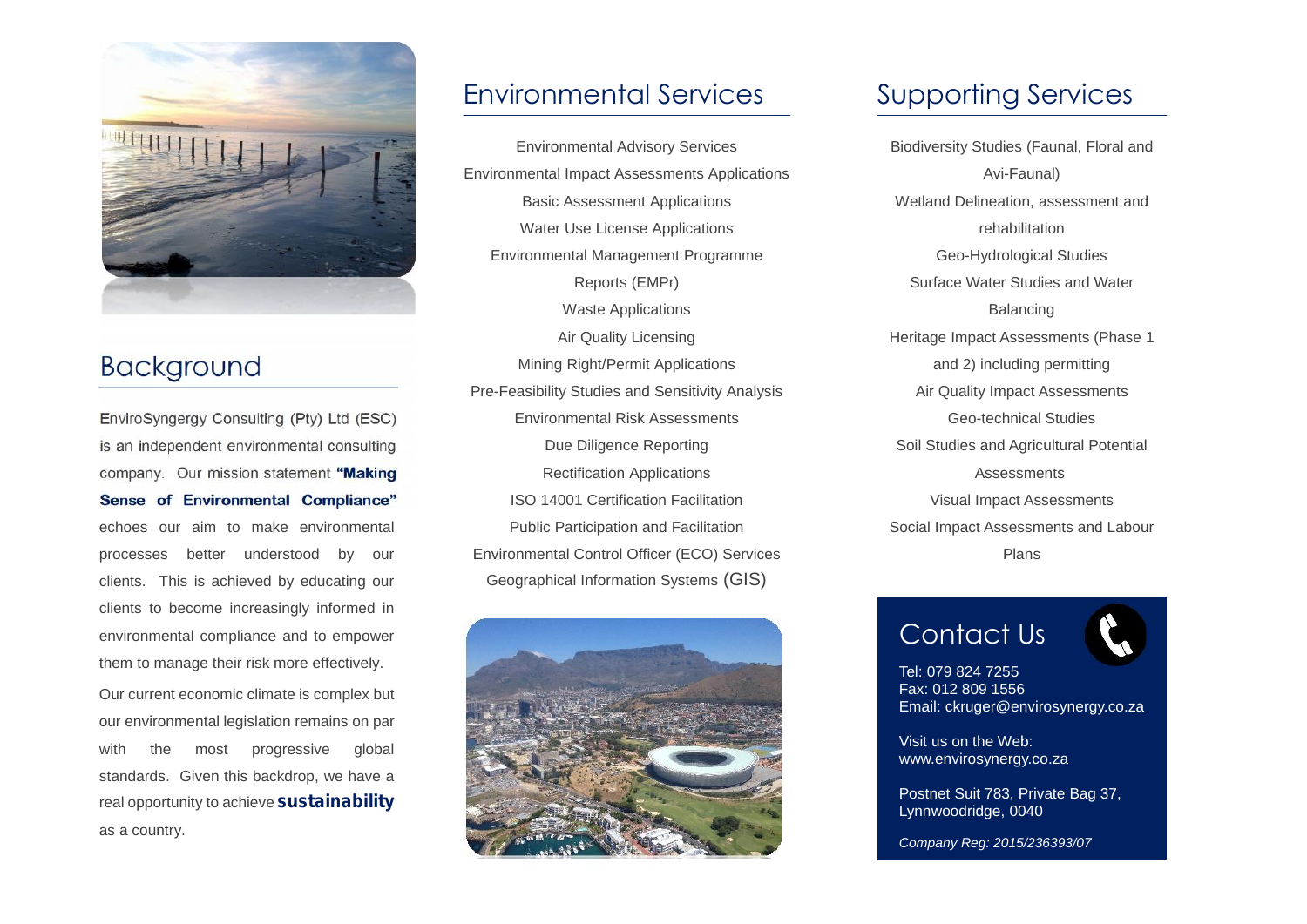## Background

EnviroSyngergy Consulting (Pty) Ltd (ESC) is an independent environmental consulting company. Our mission statement **"Making Sense of Environmental Compliance"** echoes our aim to make environmental processes better understood by our clients. This is achieved by educating our clients to become increasingly informed in environmental compliance and to empower them to manage their risk more effectively.

Our current economic climate is complex but our environmental legislation remains on par with the most progressive global standards. Given this backdrop, we have a real opportunity to achieve **sustainability** as a country.

## Environmental Services

Environmental Advisory Services
Environmental Impact Assessments Applications
Basic Assessment Applications
Water Use License Applications
Environmental Management Programme Reports (EMPr)
Waste Applications
Air Quality Licensing
Mining Right/Permit Applications
Pre-Feasibility Studies and Sensitivity Analysis
Environmental Risk Assessments
Due Diligence Reporting
Rectification Applications
ISO 14001 Certification Facilitation
Public Participation and Facilitation
Environmental Control Officer (ECO) Services
Geographical Information Systems (GIS)

## Supporting Services

Biodiversity Studies (Faunal, Floral and Avi-Faunal)
Wetland Delineation, assessment and rehabilitation
Geo-Hydrological Studies
Surface Water Studies and Water Balancing
Heritage Impact Assessments (Phase 1 and 2) including permitting
Air Quality Impact Assessments
Geo-technical Studies
Soil Studies and Agricultural Potential Assessments
Visual Impact Assessments
Social Impact Assessments and Labour Plans

## Contact Us

Tel: 079 824 7255
Fax: 012 809 1556
Email: ckruger@envirosynergy.co.za

Visit us on the Web:
www.envirosynergy.co.za

Postnet Suit 783, Private Bag 37, Lynnwoodridge, 0040

*Company Reg: 2015/236393/07*